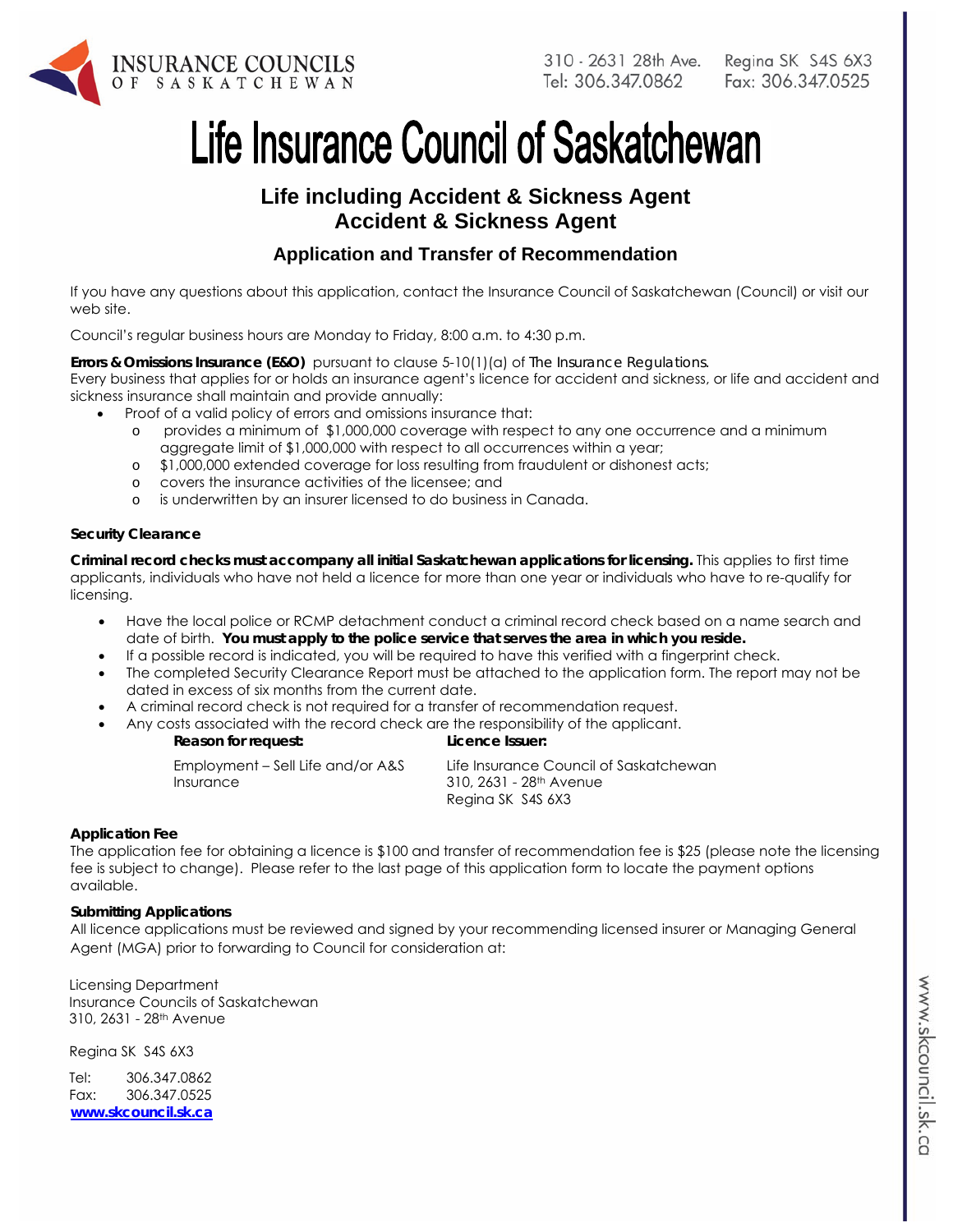INSURANCE COUNCILS OF SASKATCHEWAN

310 - 2631 28th Ave. Regina SK S4S 6X3
Tel: 306.347.0862 Fax: 306.347.0525

# Life Insurance Council of Saskatchewan

## Life including Accident & Sickness Agent
## Accident & Sickness Agent

### Application and Transfer of Recommendation

If you have any questions about this application, contact the Insurance Council of Saskatchewan (Council) or visit our web site.

Council's regular business hours are Monday to Friday, 8:00 a.m. to 4:30 p.m.

**Errors & Omissions Insurance (E&O)** pursuant to clause 5-10(1)(a) of The Insurance Regulations.
Every business that applies for or holds an insurance agent's licence for accident and sickness, or life and accident and sickness insurance shall maintain and provide annually:

- Proof of a valid policy of errors and omissions insurance that:
  - provides a minimum of $1,000,000 coverage with respect to any one occurrence and a minimum aggregate limit of $1,000,000 with respect to all occurrences within a year;
  - $1,000,000 extended coverage for loss resulting from fraudulent or dishonest acts;
  - covers the insurance activities of the licensee; and
  - is underwritten by an insurer licensed to do business in Canada.

**Security Clearance**

**Criminal record checks must accompany all initial Saskatchewan applications for licensing.** This applies to first time applicants, individuals who have not held a licence for more than one year or individuals who have to re-qualify for licensing.

- Have the local police or RCMP detachment conduct a criminal record check based on a name search and date of birth. **You must apply to the police service that serves the area in which you reside.**
- If a possible record is indicated, you will be required to have this verified with a fingerprint check.
- The completed Security Clearance Report must be attached to the application form. The report may not be dated in excess of six months from the current date.
- A criminal record check is not required for a transfer of recommendation request.
- Any costs associated with the record check are the responsibility of the applicant.

| **Reason for request:** | **Licence Issuer:** |
|---|---|
| Employment – Sell Life and/or A&S Insurance | Life Insurance Council of Saskatchewan<br>310, 2631 - 28th Avenue<br>Regina SK S4S 6X3 |

**Application Fee**
The application fee for obtaining a licence is $100 and transfer of recommendation fee is $25 (please note the licensing fee is subject to change). Please refer to the last page of this application form to locate the payment options available.

**Submitting Applications**
All licence applications must be reviewed and signed by your recommending licensed insurer or Managing General Agent (MGA) prior to forwarding to Council for consideration at:

Licensing Department
Insurance Councils of Saskatchewan
310, 2631 - 28th Avenue

Regina SK S4S 6X3

Tel: 306.347.0862
Fax: 306.347.0525
**www.skcouncil.sk.ca**

www.skcouncil.sk.ca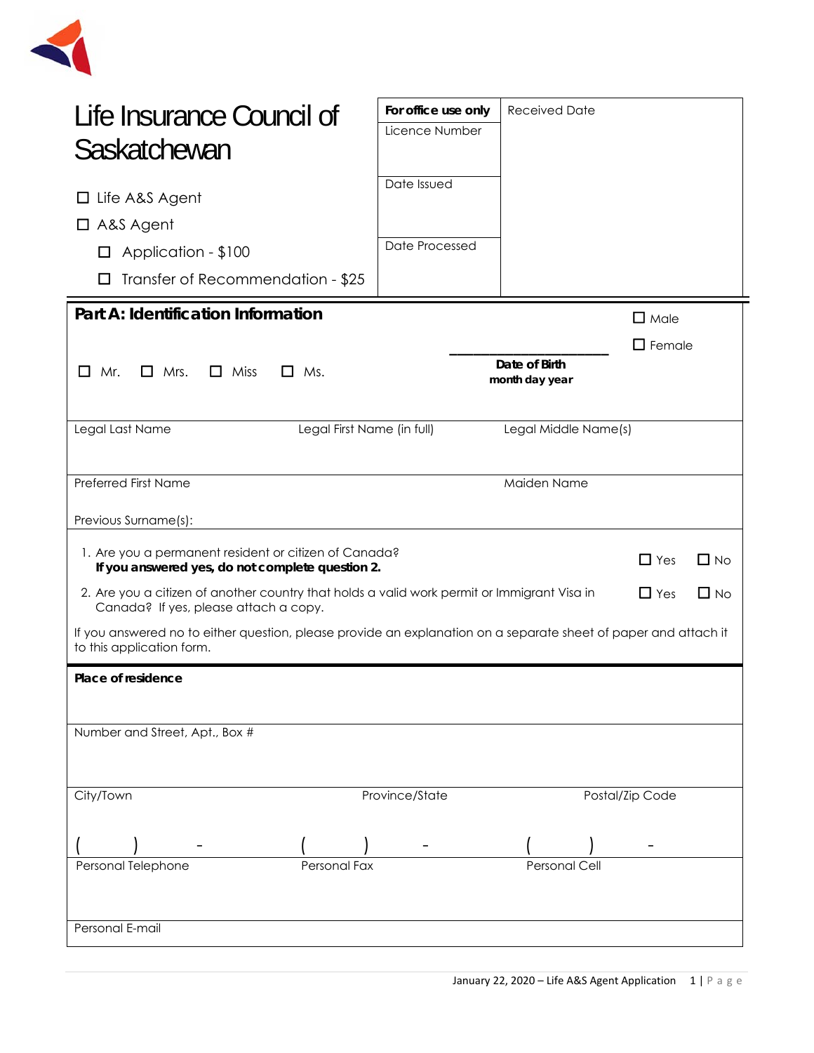# Life Insurance Council of Saskatchewan

- ☐ Life A&S Agent
- ☐ A&S Agent
  - ☐ Application - $100
  - ☐ Transfer of Recommendation - $25

| **For office use only** | Received Date |
|---|---|
| Licence Number | |
| Date Issued | |
| Date Processed | |

## Part A: Identification Information

☐ Mr. ☐ Mrs. ☐ Miss ☐ Ms.

______________________
**Date of Birth**
**month day year**

☐ Male
☐ Female

| Legal Last Name | Legal First Name (in full) | Legal Middle Name(s) |
|---|---|---|
| | | |

| Preferred First Name | Maiden Name |
|---|---|
| | |

Previous Surname(s):

1. Are you a permanent resident or citizen of Canada? ☐ Yes ☐ No
   **If you answered yes, do not complete question 2.**
2. Are you a citizen of another country that holds a valid work permit or Immigrant Visa in Canada? If yes, please attach a copy. ☐ Yes ☐ No

If you answered no to either question, please provide an explanation on a separate sheet of paper and attach it to this application form.

**Place of residence**

Number and Street, Apt., Box #

| City/Town | Province/State | Postal/Zip Code |
|---|---|---|
| | | |

| ( ) - | ( ) - | ( ) - |
|---|---|---|
| Personal Telephone | Personal Fax | Personal Cell |

Personal E-mail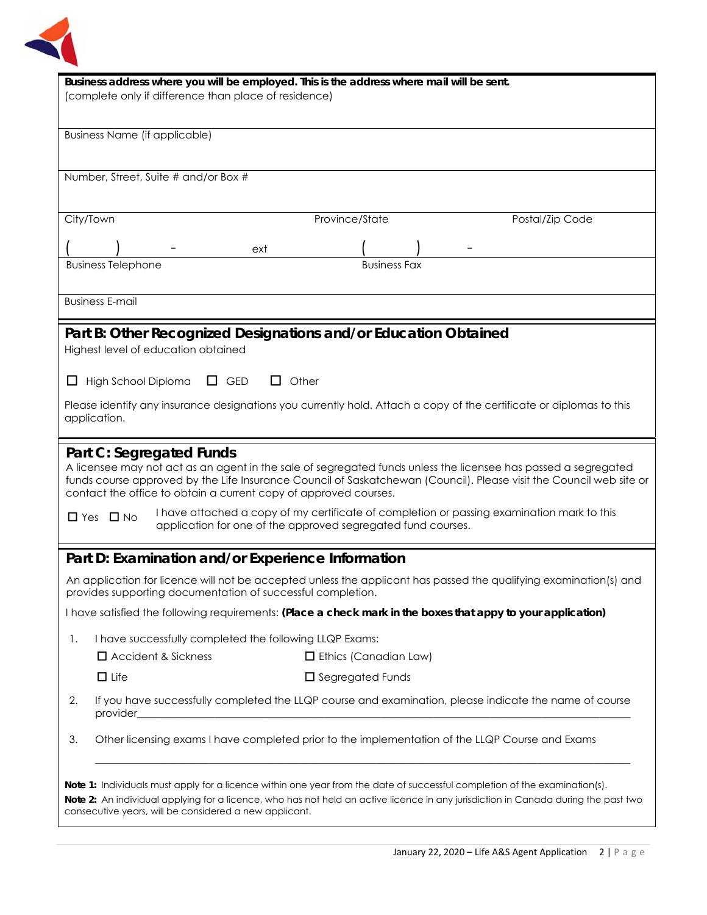**Business address where you will be employed. This is the address where mail will be sent.**
(complete only if difference than place of residence)

Business Name (if applicable)

Number, Street, Suite # and/or Box #

City/Town | Province/State | Postal/Zip Code

( ) - ext ( ) -

Business Telephone | Business Fax

Business E-mail

## Part B: Other Recognized Designations and/or Education Obtained

Highest level of education obtained

☐ High School Diploma ☐ GED ☐ Other

Please identify any insurance designations you currently hold. Attach a copy of the certificate or diplomas to this application.

## Part C: Segregated Funds

A licensee may not act as an agent in the sale of segregated funds unless the licensee has passed a segregated funds course approved by the Life Insurance Council of Saskatchewan (Council). Please visit the Council web site or contact the office to obtain a current copy of approved courses.

☐ Yes ☐ No I have attached a copy of my certificate of completion or passing examination mark to this application for one of the approved segregated fund courses.

## Part D: Examination and/or Experience Information

An application for licence will not be accepted unless the applicant has passed the qualifying examination(s) and provides supporting documentation of successful completion.

I have satisfied the following requirements: **(Place a check mark in the boxes that appy to your application)**

1. I have successfully completed the following LLQP Exams:
   - ☐ Accident & Sickness
   - ☐ Ethics (Canadian Law)
   - ☐ Life
   - ☐ Segregated Funds
2. If you have successfully completed the LLQP course and examination, please indicate the name of course provider\_\_\_\_\_\_\_\_\_\_\_\_\_\_\_\_\_\_\_\_\_\_\_\_\_\_\_\_\_\_\_\_\_\_\_\_\_\_
3. Other licensing exams I have completed prior to the implementation of the LLQP Course and Exams

\_\_\_\_\_\_\_\_\_\_\_\_\_\_\_\_\_\_\_\_\_\_\_\_\_\_\_\_\_\_\_\_\_\_\_\_\_\_\_\_\_\_\_\_\_\_\_\_\_\_\_\_\_\_\_\_

**Note 1:** Individuals must apply for a licence within one year from the date of successful completion of the examination(s).

**Note 2:** An individual applying for a licence, who has not held an active licence in any jurisdiction in Canada during the past two consecutive years, will be considered a new applicant.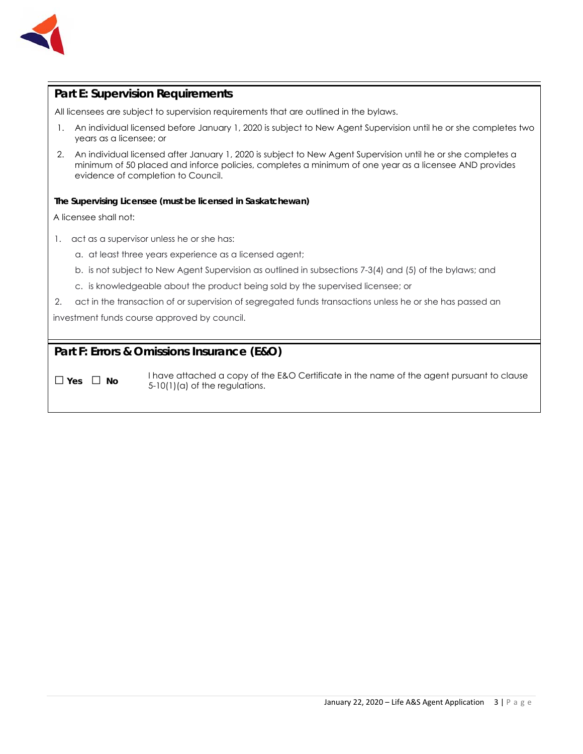## Part E: Supervision Requirements

All licensees are subject to supervision requirements that are outlined in the bylaws.

1. An individual licensed before January 1, 2020 is subject to New Agent Supervision until he or she completes two years as a licensee; or
2. An individual licensed after January 1, 2020 is subject to New Agent Supervision until he or she completes a minimum of 50 placed and inforce policies, completes a minimum of one year as a licensee AND provides evidence of completion to Council.

**The Supervising Licensee (must be licensed in Saskatchewan)**

A licensee shall not:

1. act as a supervisor unless he or she has:
   a. at least three years experience as a licensed agent;
   b. is not subject to New Agent Supervision as outlined in subsections 7-3(4) and (5) of the bylaws; and
   c. is knowledgeable about the product being sold by the supervised licensee; or
2. act in the transaction of or supervision of segregated funds transactions unless he or she has passed an investment funds course approved by council.

## Part F: Errors & Omissions Insurance (E&O)

☐ **Yes** ☐ **No** I have attached a copy of the E&O Certificate in the name of the agent pursuant to clause 5-10(1)(a) of the regulations.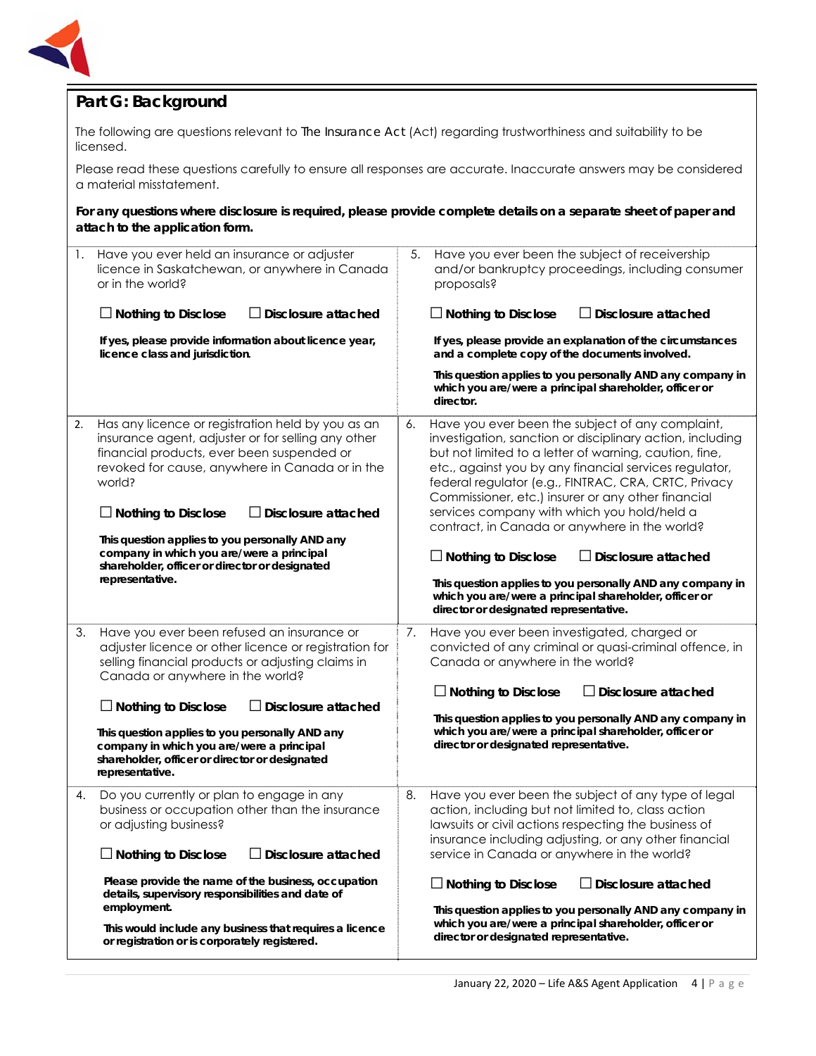## Part G: Background

The following are questions relevant to The Insurance Act (Act) regarding trustworthiness and suitability to be licensed.

Please read these questions carefully to ensure all responses are accurate. Inaccurate answers may be considered a material misstatement.

**For any questions where disclosure is required, please provide complete details on a separate sheet of paper and attach to the application form.**

1. Have you ever held an insurance or adjuster licence in Saskatchewan, or anywhere in Canada or in the world?

   ☐ **Nothing to Disclose** ☐ **Disclosure attached**

   **If yes, please provide information about licence year, licence class and jurisdiction.**

2. Has any licence or registration held by you as an insurance agent, adjuster or for selling any other financial products, ever been suspended or revoked for cause, anywhere in Canada or in the world?

   ☐ **Nothing to Disclose** ☐ **Disclosure attached**

   **This question applies to you personally AND any company in which you are/were a principal shareholder, officer or director or designated representative.**

3. Have you ever been refused an insurance or adjuster licence or other licence or registration for selling financial products or adjusting claims in Canada or anywhere in the world?

   ☐ **Nothing to Disclose** ☐ **Disclosure attached**

   **This question applies to you personally AND any company in which you are/were a principal shareholder, officer or director or designated representative.**

4. Do you currently or plan to engage in any business or occupation other than the insurance or adjusting business?

   ☐ **Nothing to Disclose** ☐ **Disclosure attached**

   **Please provide the name of the business, occupation details, supervisory responsibilities and date of employment.**

   **This would include any business that requires a licence or registration or is corporately registered.**

5. Have you ever been the subject of receivership and/or bankruptcy proceedings, including consumer proposals?

   ☐ **Nothing to Disclose** ☐ **Disclosure attached**

   **If yes, please provide an explanation of the circumstances and a complete copy of the documents involved.**

   **This question applies to you personally AND any company in which you are/were a principal shareholder, officer or director.**

6. Have you ever been the subject of any complaint, investigation, sanction or disciplinary action, including but not limited to a letter of warning, caution, fine, etc., against you by any financial services regulator, federal regulator (e.g., FINTRAC, CRA, CRTC, Privacy Commissioner, etc.) insurer or any other financial services company with which you hold/held a contract, in Canada or anywhere in the world?

   ☐ **Nothing to Disclose** ☐ **Disclosure attached**

   **This question applies to you personally AND any company in which you are/were a principal shareholder, officer or director or designated representative.**

7. Have you ever been investigated, charged or convicted of any criminal or quasi-criminal offence, in Canada or anywhere in the world?

   ☐ **Nothing to Disclose** ☐ **Disclosure attached**

   **This question applies to you personally AND any company in which you are/were a principal shareholder, officer or director or designated representative.**

8. Have you ever been the subject of any type of legal action, including but not limited to, class action lawsuits or civil actions respecting the business of insurance including adjusting, or any other financial service in Canada or anywhere in the world?

   ☐ **Nothing to Disclose** ☐ **Disclosure attached**

   **This question applies to you personally AND any company in which you are/were a principal shareholder, officer or director or designated representative.**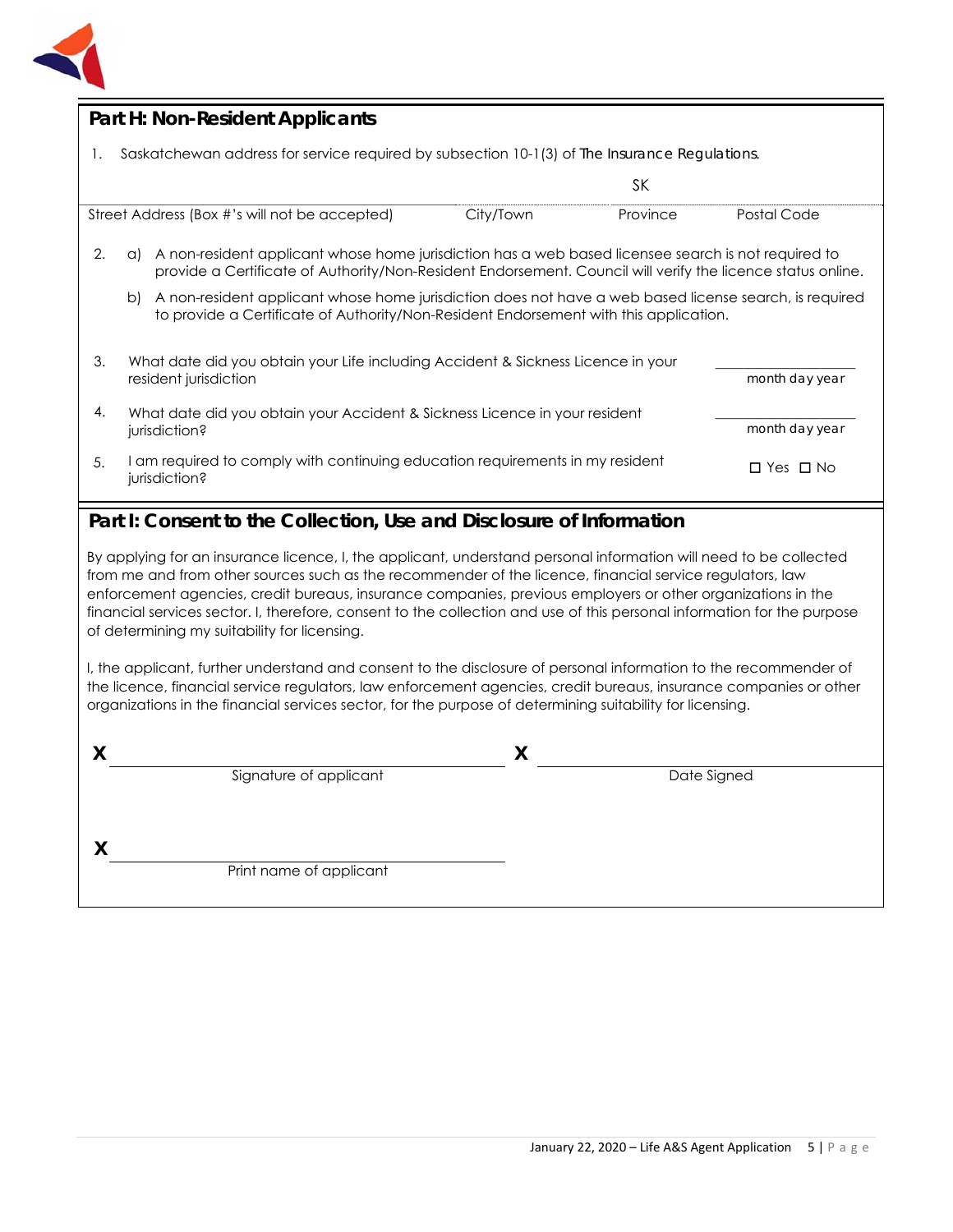## Part H: Non-Resident Applicants

1. Saskatchewan address for service required by subsection 10-1(3) of *The Insurance Regulations*.

| Street Address (Box #'s will not be accepted) | City/Town | Province | Postal Code |
|---|---|---|---|
| | | SK | |

2. a) A non-resident applicant whose home jurisdiction has a web based licensee search is not required to provide a Certificate of Authority/Non-Resident Endorsement. Council will verify the licence status online.

   b) A non-resident applicant whose home jurisdiction does not have a web based license search, is required to provide a Certificate of Authority/Non-Resident Endorsement with this application.

3. What date did you obtain your Life including Accident & Sickness Licence in your resident jurisdiction ____________ month day year

4. What date did you obtain your Accident & Sickness Licence in your resident jurisdiction? ____________ month day year

5. I am required to comply with continuing education requirements in my resident jurisdiction? ☐ Yes ☐ No

## Part I: Consent to the Collection, Use and Disclosure of Information

By applying for an insurance licence, I, the applicant, understand personal information will need to be collected from me and from other sources such as the recommender of the licence, financial service regulators, law enforcement agencies, credit bureaus, insurance companies, previous employers or other organizations in the financial services sector. I, therefore, consent to the collection and use of this personal information for the purpose of determining my suitability for licensing.

I, the applicant, further understand and consent to the disclosure of personal information to the recommender of the licence, financial service regulators, law enforcement agencies, credit bureaus, insurance companies or other organizations in the financial services sector, for the purpose of determining suitability for licensing.

X ______________________________ X ______________________________

Signature of applicant                                        Date Signed

X ______________________________

Print name of applicant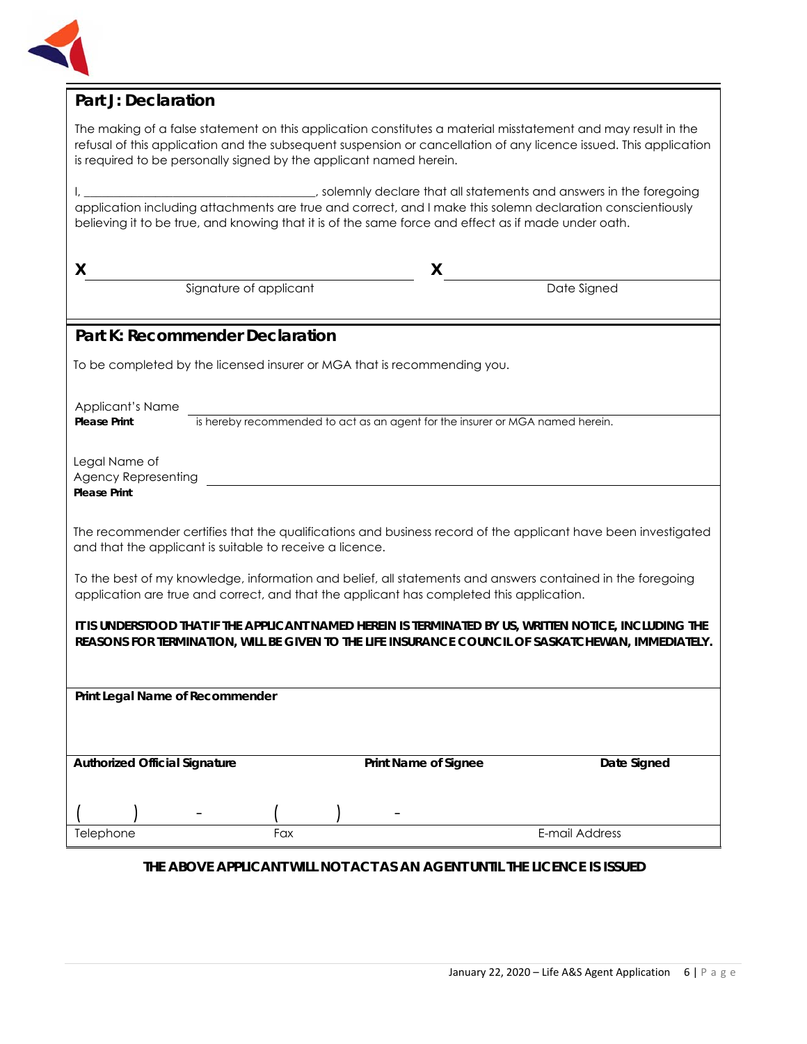## Part J: Declaration

The making of a false statement on this application constitutes a material misstatement and may result in the refusal of this application and the subsequent suspension or cancellation of any licence issued. This application is required to be personally signed by the applicant named herein.

I, ______________________________________, solemnly declare that all statements and answers in the foregoing application including attachments are true and correct, and I make this solemn declaration conscientiously believing it to be true, and knowing that it is of the same force and effect as if made under oath.

X ______________________________ Signature of applicant

X ______________________________ Date Signed

## Part K: Recommender Declaration

To be completed by the licensed insurer or MGA that is recommending you.

Applicant's Name **Please Print** ______________________________
is hereby recommended to act as an agent for the insurer or MGA named herein.

Legal Name of Agency Representing **Please Print** ______________________________

The recommender certifies that the qualifications and business record of the applicant have been investigated and that the applicant is suitable to receive a licence.

To the best of my knowledge, information and belief, all statements and answers contained in the foregoing application are true and correct, and that the applicant has completed this application.

**IT IS UNDERSTOOD THAT IF THE APPLICANT NAMED HEREIN IS TERMINATED BY US, WRITTEN NOTICE, INCLUDING THE REASONS FOR TERMINATION, WILL BE GIVEN TO THE LIFE INSURANCE COUNCIL OF SASKATCHEWAN, IMMEDIATELY.**

**Print Legal Name of Recommender**

| **Authorized Official Signature** | **Print Name of Signee** | **Date Signed** |
|---|---|---|
| | | |

| ( ) - | ( ) - | |
|---|---|---|
| Telephone | Fax | E-mail Address |

**THE ABOVE APPLICANT WILL NOT ACT AS AN AGENT UNTIL THE LICENCE IS ISSUED**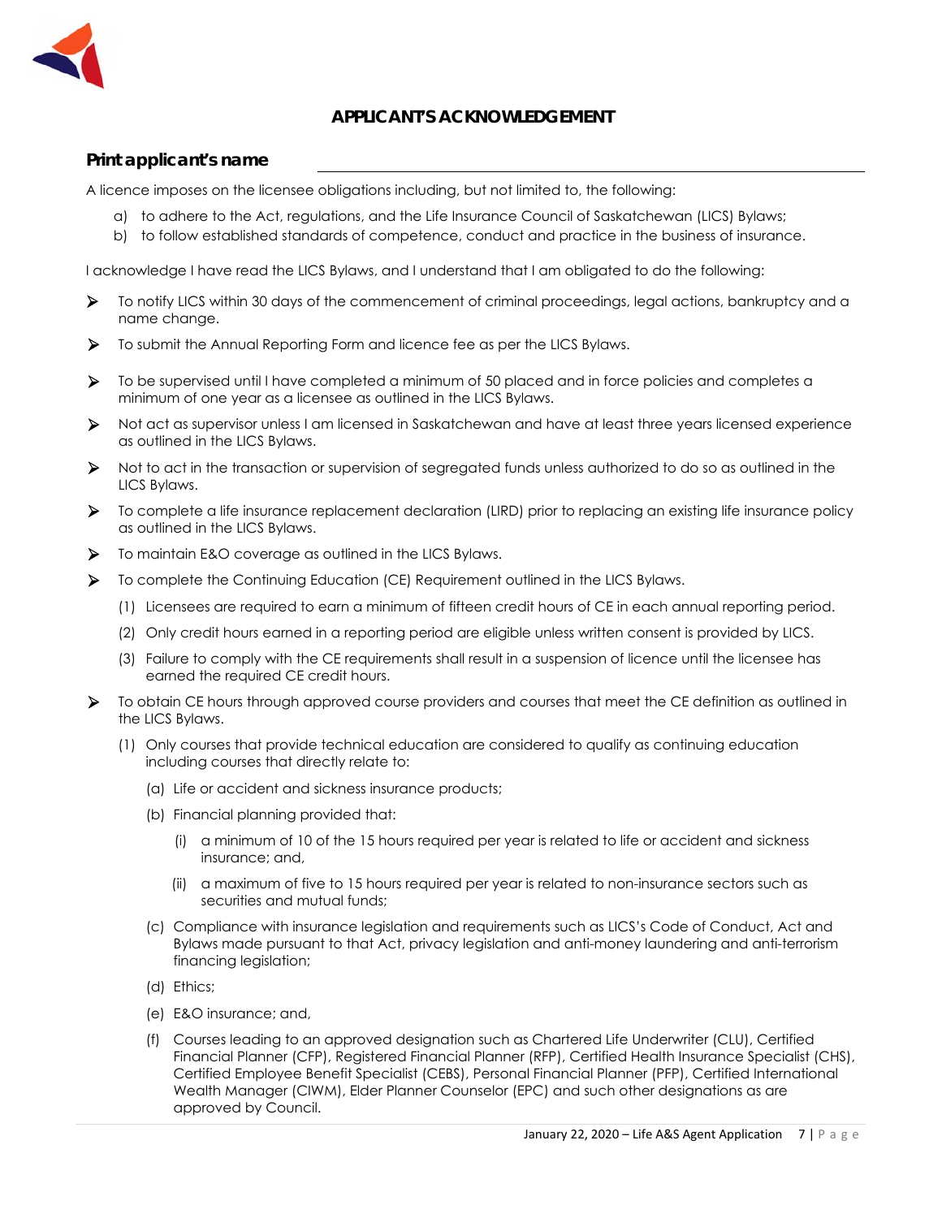# APPLICANT'S ACKNOWLEDGEMENT

**Print applicant's name** ______________________________

A licence imposes on the licensee obligations including, but not limited to, the following:

a) to adhere to the Act, regulations, and the Life Insurance Council of Saskatchewan (LICS) Bylaws;
b) to follow established standards of competence, conduct and practice in the business of insurance.

I acknowledge I have read the LICS Bylaws, and I understand that I am obligated to do the following:

- To notify LICS within 30 days of the commencement of criminal proceedings, legal actions, bankruptcy and a name change.
- To submit the Annual Reporting Form and licence fee as per the LICS Bylaws.
- To be supervised until I have completed a minimum of 50 placed and in force policies and completes a minimum of one year as a licensee as outlined in the LICS Bylaws.
- Not act as supervisor unless I am licensed in Saskatchewan and have at least three years licensed experience as outlined in the LICS Bylaws.
- Not to act in the transaction or supervision of segregated funds unless authorized to do so as outlined in the LICS Bylaws.
- To complete a life insurance replacement declaration (LIRD) prior to replacing an existing life insurance policy as outlined in the LICS Bylaws.
- To maintain E&O coverage as outlined in the LICS Bylaws.
- To complete the Continuing Education (CE) Requirement outlined in the LICS Bylaws.
  - (1) Licensees are required to earn a minimum of fifteen credit hours of CE in each annual reporting period.
  - (2) Only credit hours earned in a reporting period are eligible unless written consent is provided by LICS.
  - (3) Failure to comply with the CE requirements shall result in a suspension of licence until the licensee has earned the required CE credit hours.
- To obtain CE hours through approved course providers and courses that meet the CE definition as outlined in the LICS Bylaws.
  - (1) Only courses that provide technical education are considered to qualify as continuing education including courses that directly relate to:
    - (a) Life or accident and sickness insurance products;
    - (b) Financial planning provided that:
      - (i) a minimum of 10 of the 15 hours required per year is related to life or accident and sickness insurance; and,
      - (ii) a maximum of five to 15 hours required per year is related to non-insurance sectors such as securities and mutual funds;
    - (c) Compliance with insurance legislation and requirements such as LICS's Code of Conduct, Act and Bylaws made pursuant to that Act, privacy legislation and anti-money laundering and anti-terrorism financing legislation;
    - (d) Ethics;
    - (e) E&O insurance; and,
    - (f) Courses leading to an approved designation such as Chartered Life Underwriter (CLU), Certified Financial Planner (CFP), Registered Financial Planner (RFP), Certified Health Insurance Specialist (CHS), Certified Employee Benefit Specialist (CEBS), Personal Financial Planner (PFP), Certified International Wealth Manager (CIWM), Elder Planner Counselor (EPC) and such other designations as are approved by Council.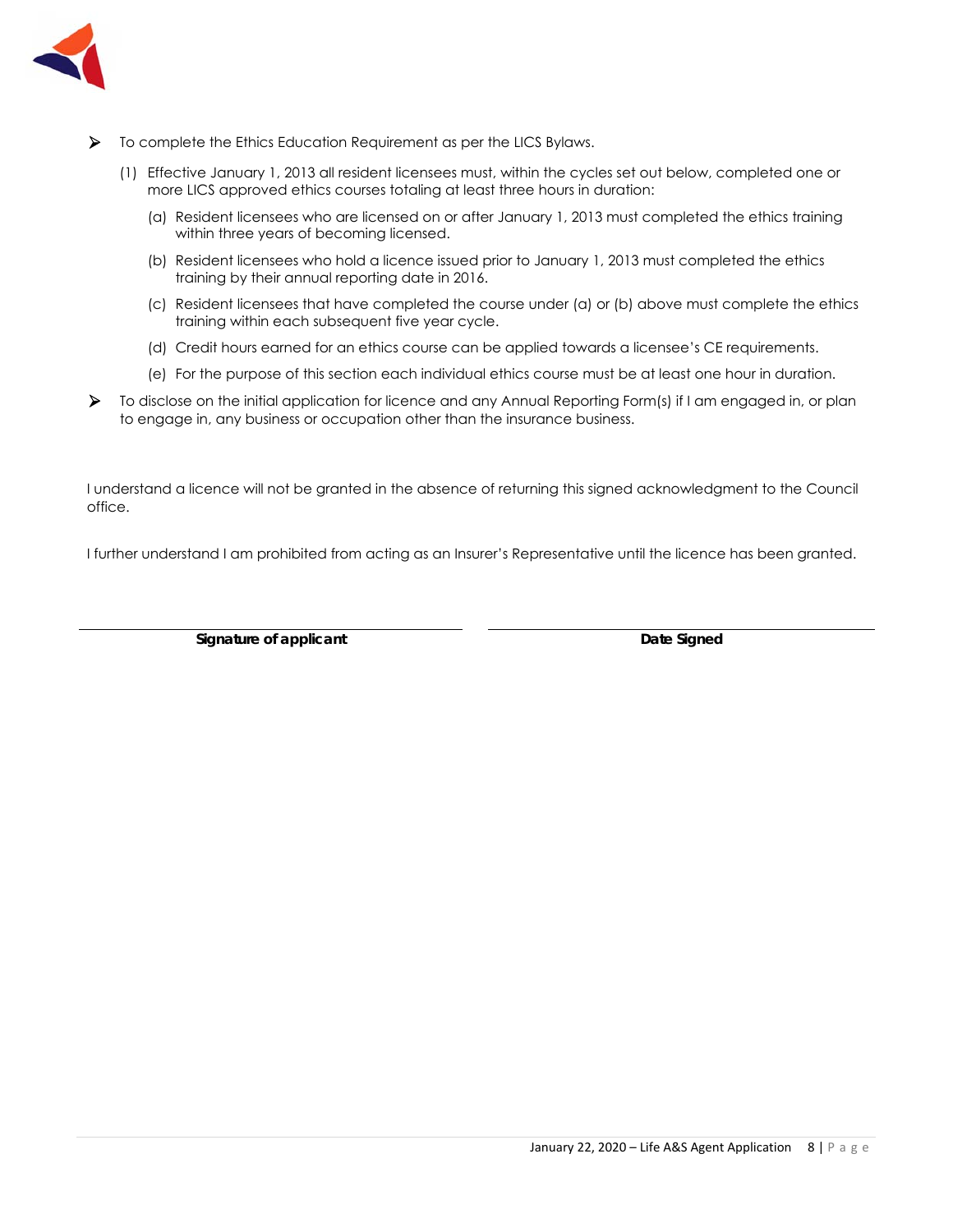- To complete the Ethics Education Requirement as per the LICS Bylaws.

  (1) Effective January 1, 2013 all resident licensees must, within the cycles set out below, completed one or more LICS approved ethics courses totaling at least three hours in duration:

    (a) Resident licensees who are licensed on or after January 1, 2013 must completed the ethics training within three years of becoming licensed.

    (b) Resident licensees who hold a licence issued prior to January 1, 2013 must completed the ethics training by their annual reporting date in 2016.

    (c) Resident licensees that have completed the course under (a) or (b) above must complete the ethics training within each subsequent five year cycle.

    (d) Credit hours earned for an ethics course can be applied towards a licensee's CE requirements.

    (e) For the purpose of this section each individual ethics course must be at least one hour in duration.

- To disclose on the initial application for licence and any Annual Reporting Form(s) if I am engaged in, or plan to engage in, any business or occupation other than the insurance business.

I understand a licence will not be granted in the absence of returning this signed acknowledgment to the Council office.

I further understand I am prohibited from acting as an Insurer's Representative until the licence has been granted.

| _________________________ | _________________________ |
|---|---|
| **Signature of applicant** | **Date Signed** |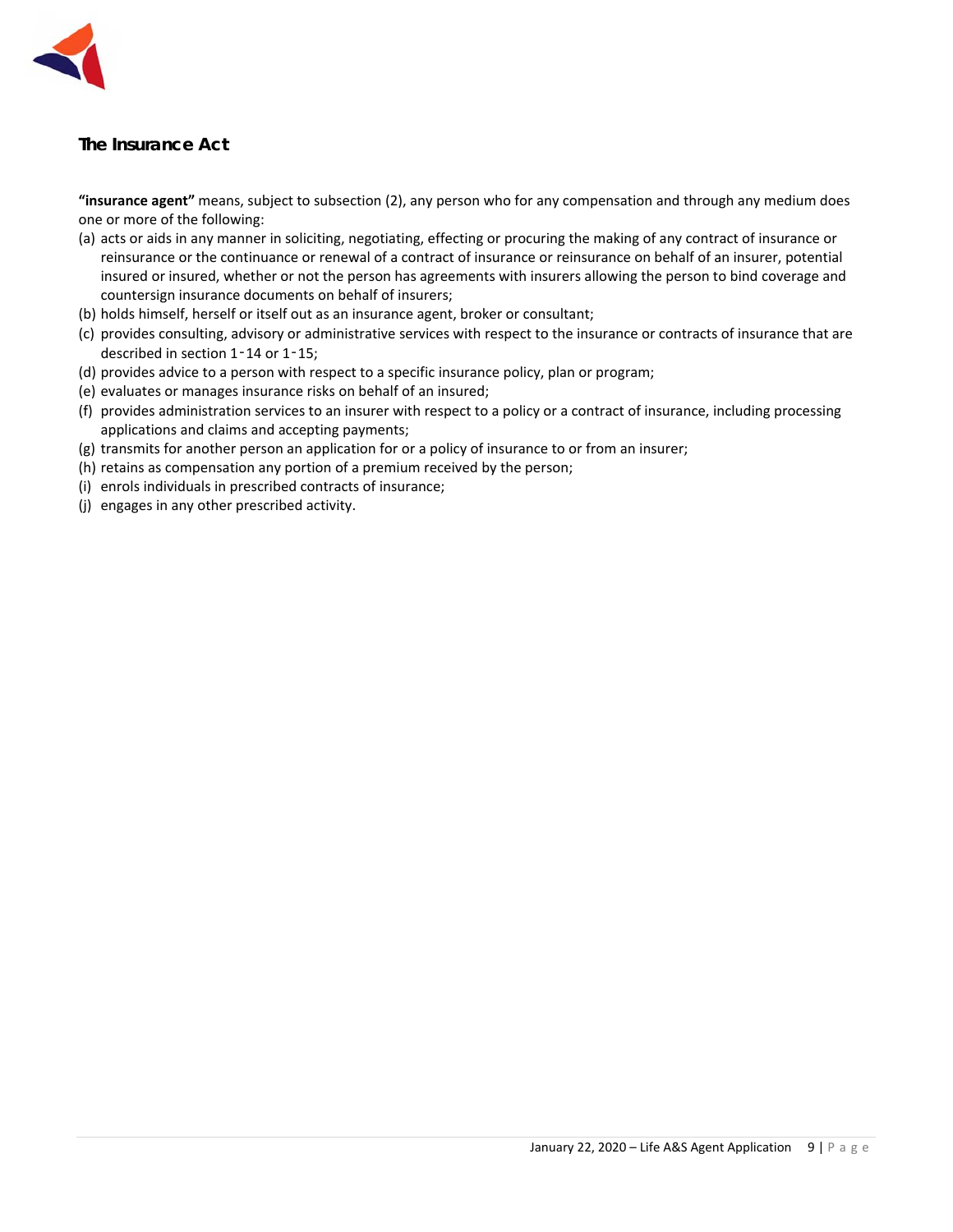## The Insurance Act

**"insurance agent"** means, subject to subsection (2), any person who for any compensation and through any medium does one or more of the following:

(a) acts or aids in any manner in soliciting, negotiating, effecting or procuring the making of any contract of insurance or reinsurance or the continuance or renewal of a contract of insurance or reinsurance on behalf of an insurer, potential insured or insured, whether or not the person has agreements with insurers allowing the person to bind coverage and countersign insurance documents on behalf of insurers;
(b) holds himself, herself or itself out as an insurance agent, broker or consultant;
(c) provides consulting, advisory or administrative services with respect to the insurance or contracts of insurance that are described in section 1‑14 or 1‑15;
(d) provides advice to a person with respect to a specific insurance policy, plan or program;
(e) evaluates or manages insurance risks on behalf of an insured;
(f) provides administration services to an insurer with respect to a policy or a contract of insurance, including processing applications and claims and accepting payments;
(g) transmits for another person an application for or a policy of insurance to or from an insurer;
(h) retains as compensation any portion of a premium received by the person;
(i) enrols individuals in prescribed contracts of insurance;
(j) engages in any other prescribed activity.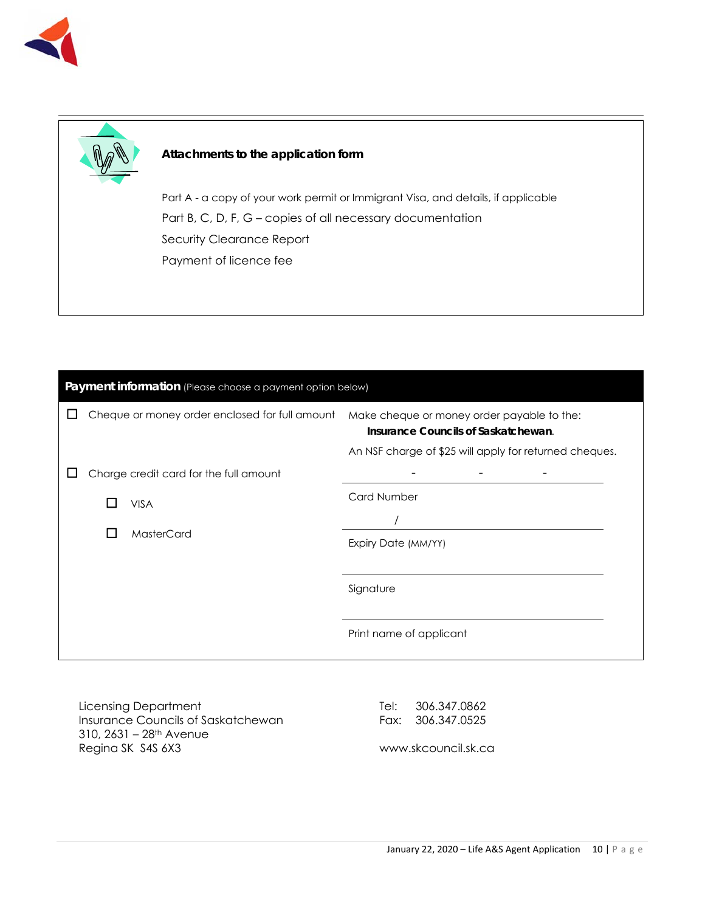**Attachments to the application form**

Part A - a copy of your work permit or Immigrant Visa, and details, if applicable

Part B, C, D, F, G – copies of all necessary documentation

Security Clearance Report

Payment of licence fee

## Payment information (Please choose a payment option below)

| | |
|---|---|
| ☐ Cheque or money order enclosed for full amount | Make cheque or money order payable to the: **Insurance Councils of Saskatchewan**. An NSF charge of $25 will apply for returned cheques. |
| ☐ Charge credit card for the full amount | \_\_\_\_ - \_\_\_\_ - \_\_\_\_ - \_\_\_\_ Card Number |
| ☐ VISA ☐ MasterCard | \_\_\_\_ / \_\_\_\_ Expiry Date (MM/YY) |
| | \_\_\_\_\_\_\_\_\_\_ Signature |
| | \_\_\_\_\_\_\_\_\_\_ Print name of applicant |

Licensing Department
Insurance Councils of Saskatchewan
310, 2631 – 28th Avenue
Regina SK S4S 6X3

Tel: 306.347.0862
Fax: 306.347.0525

www.skcouncil.sk.ca